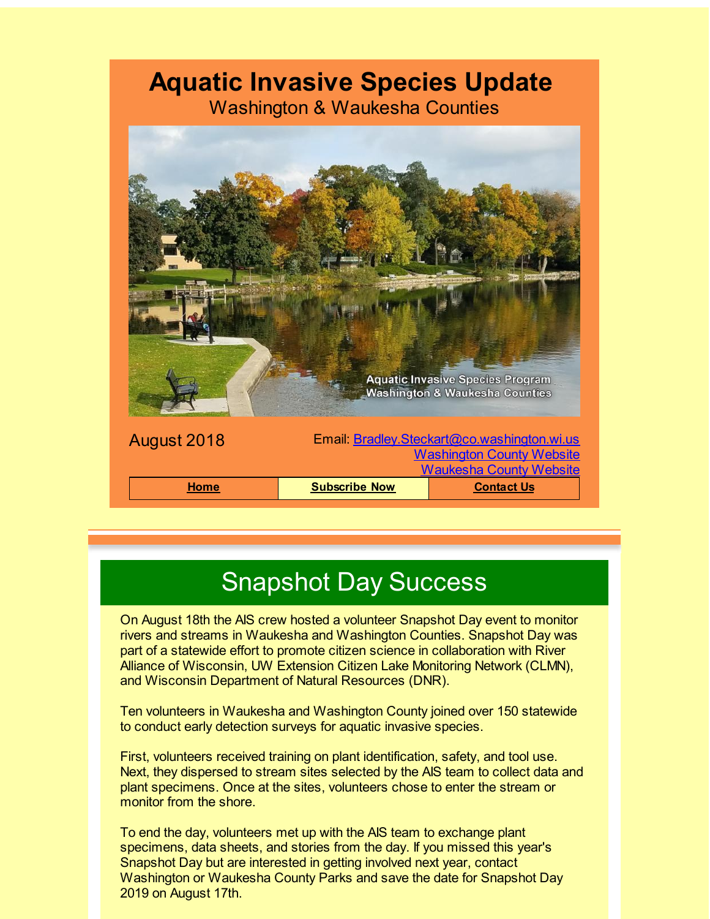# Aquatic Invasive Species Update

Washington & Waukesha Counties

August 2018

Email: [Bradley.Steckart@co.washington.wi.us](mailto:Bradley.Steckart@co.washington.wi.us)

Washington County Website

Waukesha County Website

| Home | Subscribe Now | Contact Us |
| --- | --- | --- |

## Snapshot Day Success

On August 18th the AIS crew hosted a volunteer Snapshot Day event to monitor rivers and streams in Waukesha and Washington Counties. Snapshot Day was part of a statewide effort to promote citizen science in collaboration with River Alliance of Wisconsin, UW Extension Citizen Lake Monitoring Network (CLMN), and Wisconsin Department of Natural Resources (DNR).

Ten volunteers in Waukesha and Washington County joined over 150 statewide to conduct early detection surveys for aquatic invasive species.

First, volunteers received training on plant identification, safety, and tool use. Next, they dispersed to stream sites selected by the AIS team to collect data and plant specimens. Once at the sites, volunteers chose to enter the stream or monitor from the shore.

To end the day, volunteers met up with the AIS team to exchange plant specimens, data sheets, and stories from the day. If you missed this year's Snapshot Day but are interested in getting involved next year, contact Washington or Waukesha County Parks and save the date for Snapshot Day 2019 on August 17th.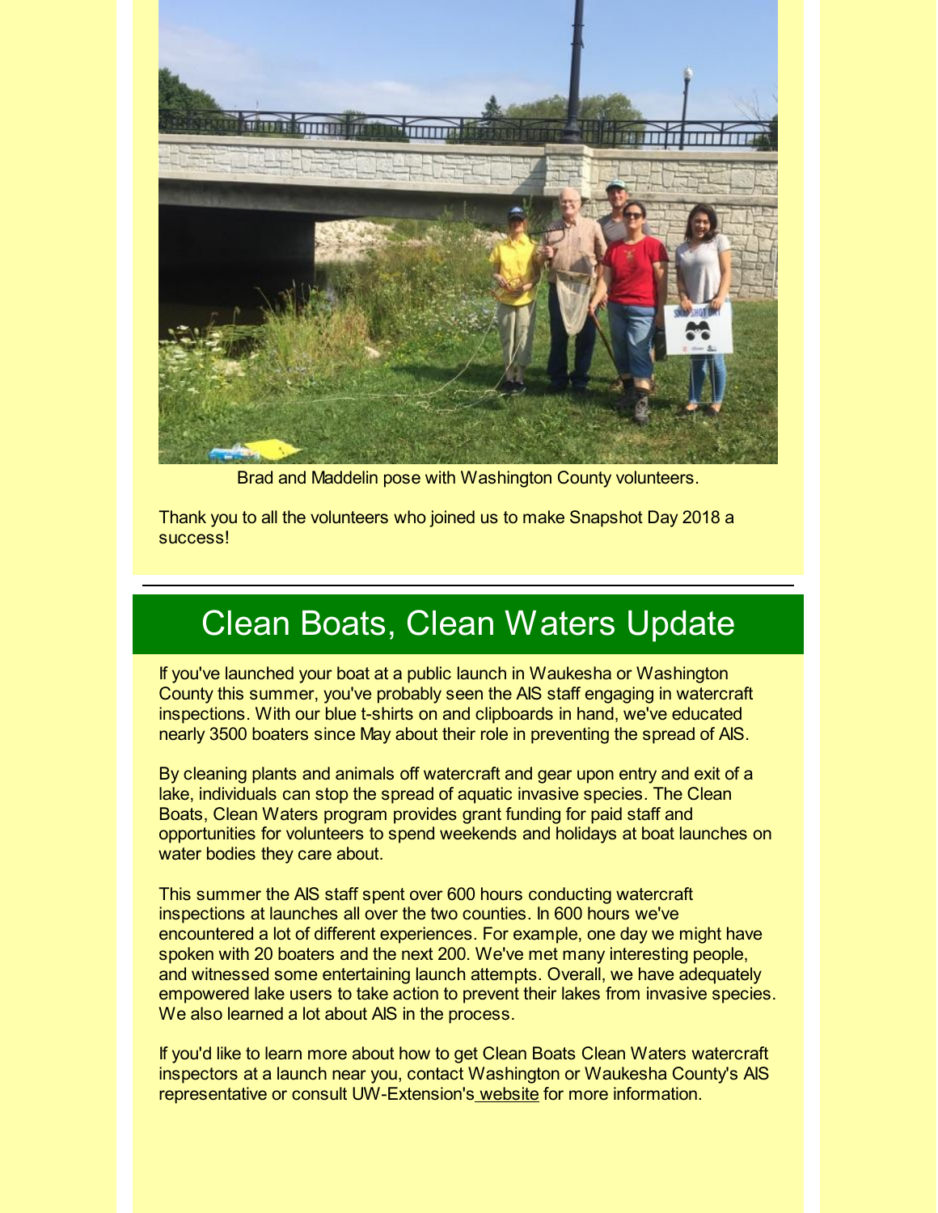Brad and Maddelin pose with Washington County volunteers.

Thank you to all the volunteers who joined us to make Snapshot Day 2018 a success!

---

# Clean Boats, Clean Waters Update

If you've launched your boat at a public launch in Waukesha or Washington County this summer, you've probably seen the AIS staff engaging in watercraft inspections. With our blue t-shirts on and clipboards in hand, we've educated nearly 3500 boaters since May about their role in preventing the spread of AIS.

By cleaning plants and animals off watercraft and gear upon entry and exit of a lake, individuals can stop the spread of aquatic invasive species. The Clean Boats, Clean Waters program provides grant funding for paid staff and opportunities for volunteers to spend weekends and holidays at boat launches on water bodies they care about.

This summer the AIS staff spent over 600 hours conducting watercraft inspections at launches all over the two counties. In 600 hours we've encountered a lot of different experiences. For example, one day we might have spoken with 20 boaters and the next 200. We've met many interesting people, and witnessed some entertaining launch attempts. Overall, we have adequately empowered lake users to take action to prevent their lakes from invasive species. We also learned a lot about AIS in the process.

If you'd like to learn more about how to get Clean Boats Clean Waters watercraft inspectors at a launch near you, contact Washington or Waukesha County's AIS representative or consult UW-Extension's website for more information.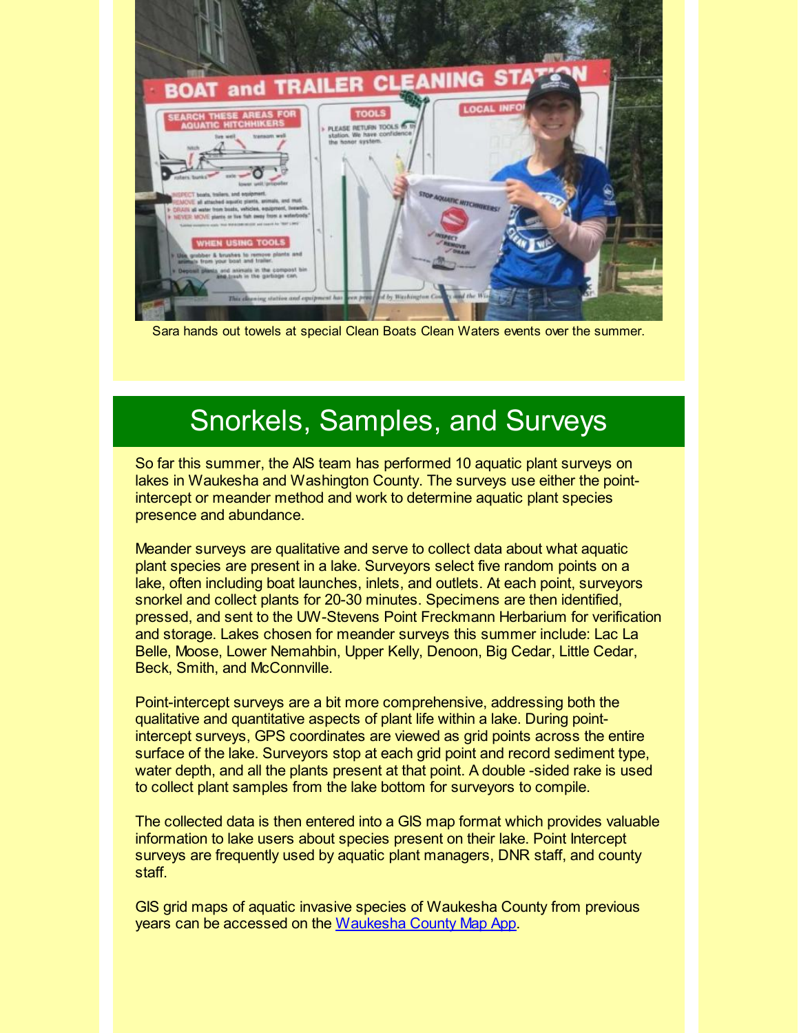Sara hands out towels at special Clean Boats Clean Waters events over the summer.

## Snorkels, Samples, and Surveys

So far this summer, the AIS team has performed 10 aquatic plant surveys on lakes in Waukesha and Washington County. The surveys use either the point-intercept or meander method and work to determine aquatic plant species presence and abundance.

Meander surveys are qualitative and serve to collect data about what aquatic plant species are present in a lake. Surveyors select five random points on a lake, often including boat launches, inlets, and outlets. At each point, surveyors snorkel and collect plants for 20-30 minutes. Specimens are then identified, pressed, and sent to the UW-Stevens Point Freckmann Herbarium for verification and storage. Lakes chosen for meander surveys this summer include: Lac La Belle, Moose, Lower Nemahbin, Upper Kelly, Denoon, Big Cedar, Little Cedar, Beck, Smith, and McConnville.

Point-intercept surveys are a bit more comprehensive, addressing both the qualitative and quantitative aspects of plant life within a lake. During point-intercept surveys, GPS coordinates are viewed as grid points across the entire surface of the lake. Surveyors stop at each grid point and record sediment type, water depth, and all the plants present at that point. A double -sided rake is used to collect plant samples from the lake bottom for surveyors to compile.

The collected data is then entered into a GIS map format which provides valuable information to lake users about species present on their lake. Point Intercept surveys are frequently used by aquatic plant managers, DNR staff, and county staff.

GIS grid maps of aquatic invasive species of Waukesha County from previous years can be accessed on the Waukesha County Map App.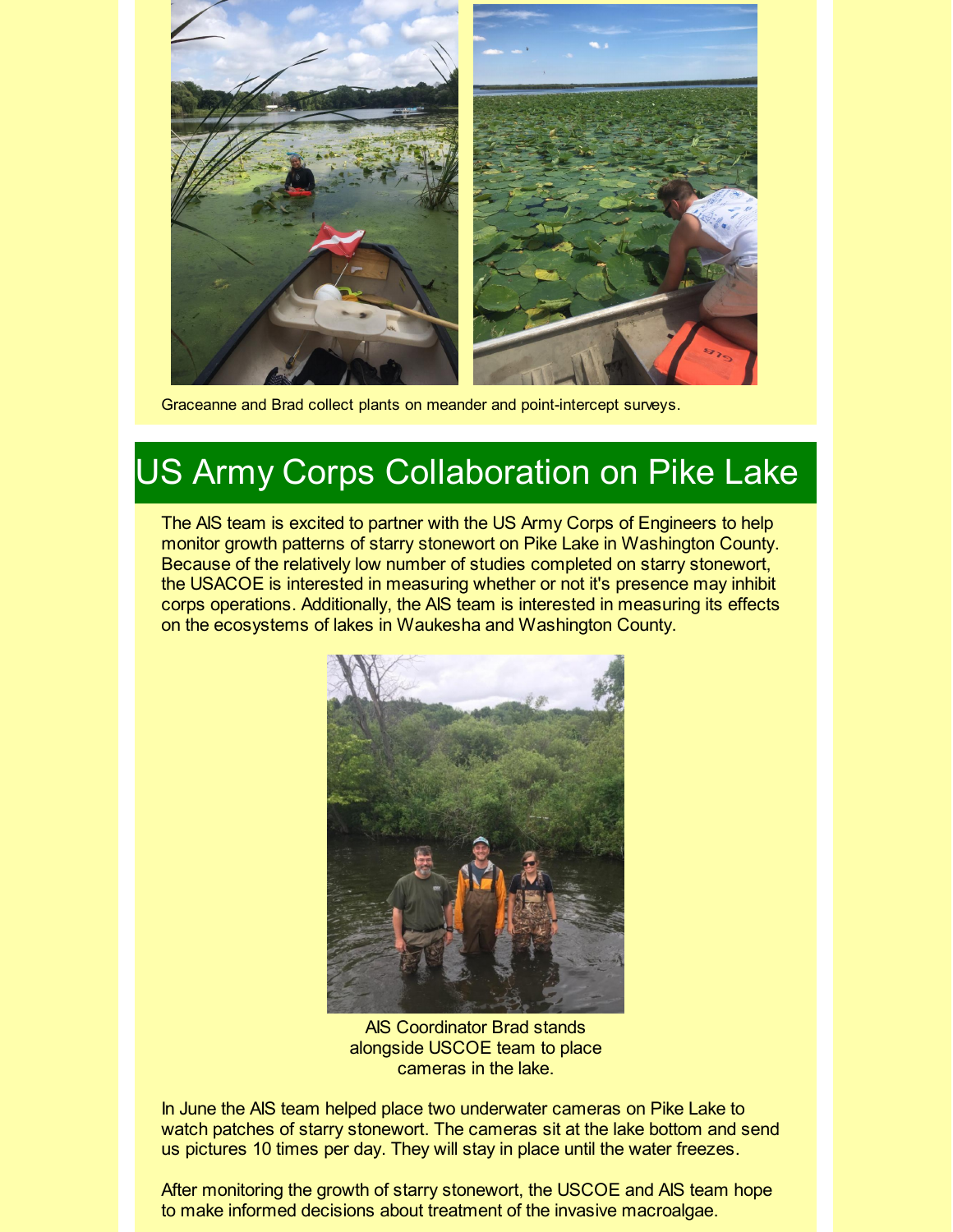Graceanne and Brad collect plants on meander and point-intercept surveys.

## US Army Corps Collaboration on Pike Lake

The AIS team is excited to partner with the US Army Corps of Engineers to help monitor growth patterns of starry stonewort on Pike Lake in Washington County. Because of the relatively low number of studies completed on starry stonewort, the USACOE is interested in measuring whether or not it's presence may inhibit corps operations. Additionally, the AIS team is interested in measuring its effects on the ecosystems of lakes in Waukesha and Washington County.

AIS Coordinator Brad stands alongside USCOE team to place cameras in the lake.

In June the AIS team helped place two underwater cameras on Pike Lake to watch patches of starry stonewort. The cameras sit at the lake bottom and send us pictures 10 times per day. They will stay in place until the water freezes.

After monitoring the growth of starry stonewort, the USCOE and AIS team hope to make informed decisions about treatment of the invasive macroalgae.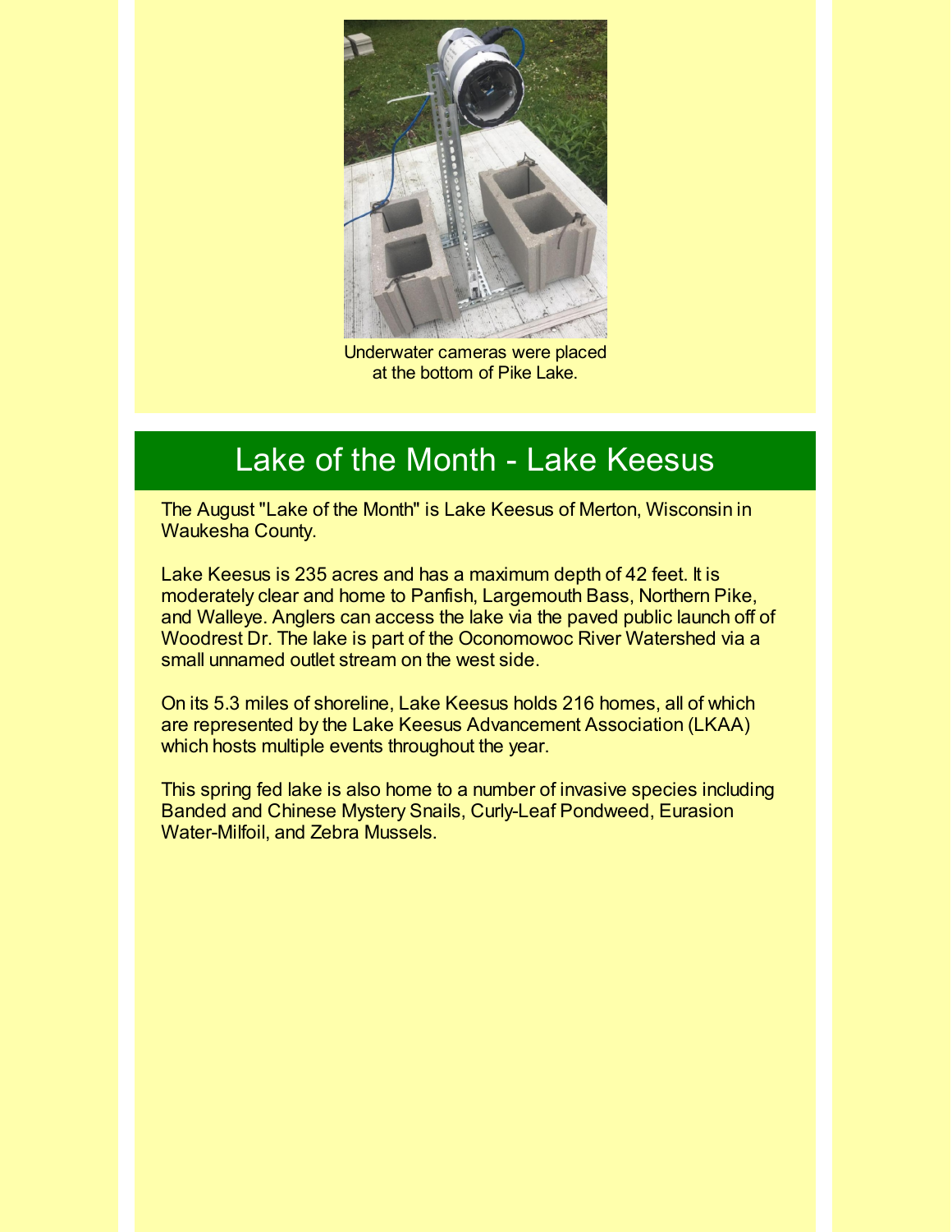Underwater cameras were placed at the bottom of Pike Lake.

## Lake of the Month - Lake Keesus

The August "Lake of the Month" is Lake Keesus of Merton, Wisconsin in Waukesha County.

Lake Keesus is 235 acres and has a maximum depth of 42 feet. It is moderately clear and home to Panfish, Largemouth Bass, Northern Pike, and Walleye. Anglers can access the lake via the paved public launch off of Woodrest Dr. The lake is part of the Oconomowoc River Watershed via a small unnamed outlet stream on the west side.

On its 5.3 miles of shoreline, Lake Keesus holds 216 homes, all of which are represented by the Lake Keesus Advancement Association (LKAA) which hosts multiple events throughout the year.

This spring fed lake is also home to a number of invasive species including Banded and Chinese Mystery Snails, Curly-Leaf Pondweed, Eurasion Water-Milfoil, and Zebra Mussels.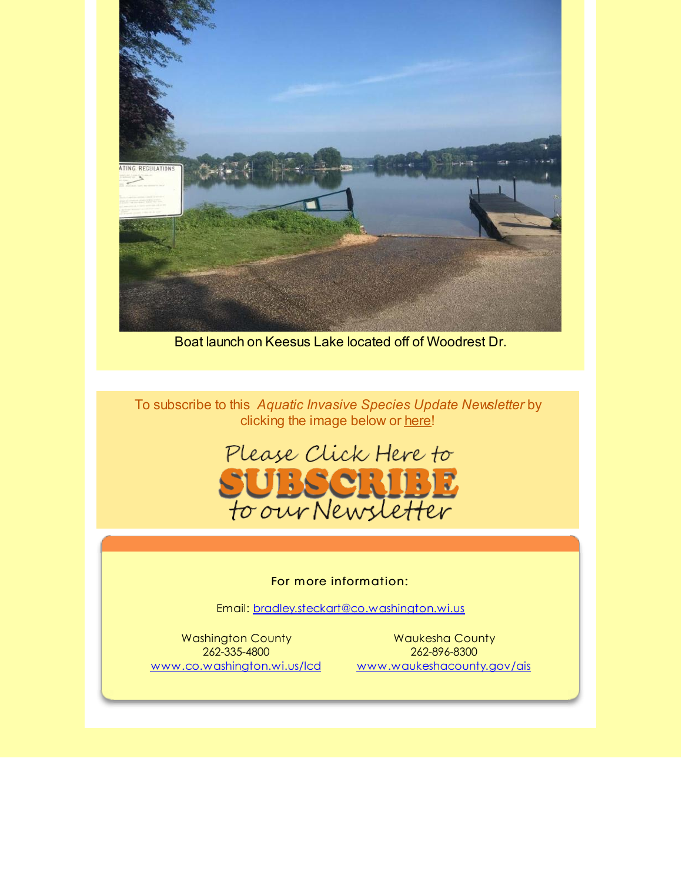Boat launch on Keesus Lake located off of Woodrest Dr.

To subscribe to this *Aquatic Invasive Species Update Newsletter* by clicking the image below or here!

Please Click Here to SUBSCRIBE to our Newsletter

For more information:

Email: bradley.steckart@co.washington.wi.us

Washington County
262-335-4800
www.co.washington.wi.us/lcd

Waukesha County
262-896-8300
www.waukeshacounty.gov/ais